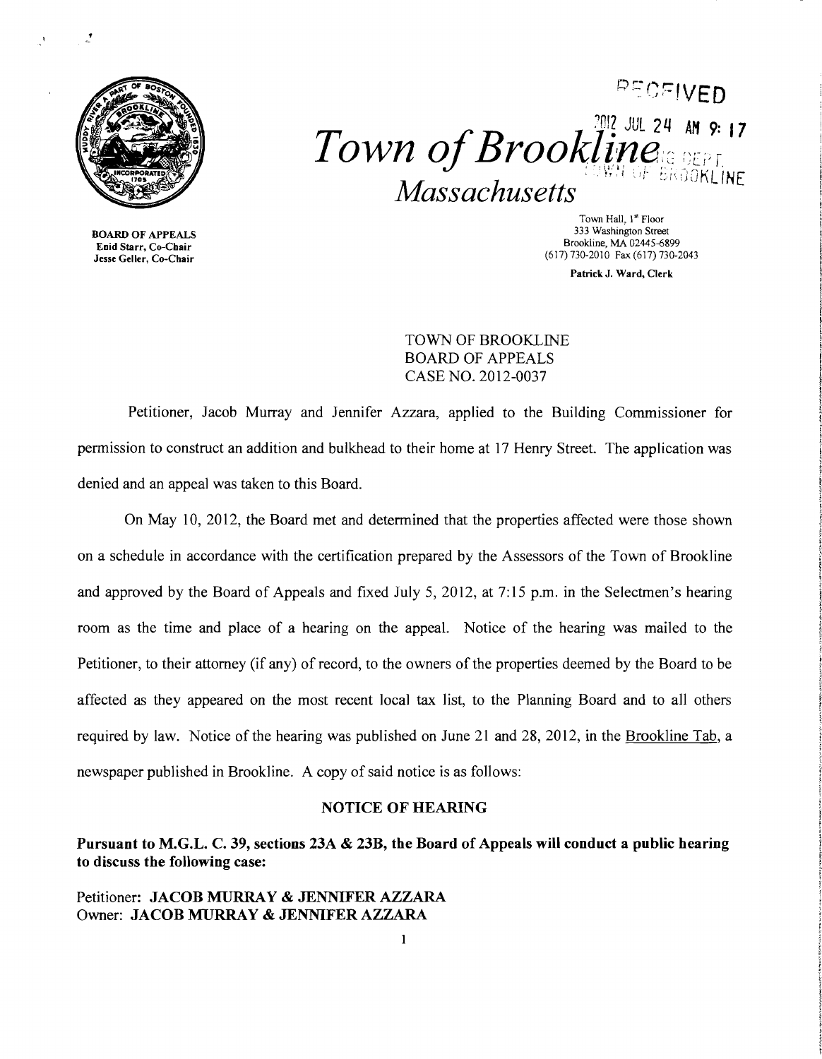RECEIVED

2012 JUL 24 AM 9:17

# Town of Brookline

*Massachusetts*

BOARD OF APPEALS
Enid Starr, Co-Chair
Jesse Geller, Co-Chair

Town Hall, 1st Floor
333 Washington Street
Brookline, MA 02445-6899
(617) 730-2010 Fax (617) 730-2043

Patrick J. Ward, Clerk

TOWN OF BROOKLINE
BOARD OF APPEALS
CASE NO. 2012-0037

Petitioner, Jacob Murray and Jennifer Azzara, applied to the Building Commissioner for permission to construct an addition and bulkhead to their home at 17 Henry Street. The application was denied and an appeal was taken to this Board.

On May 10, 2012, the Board met and determined that the properties affected were those shown on a schedule in accordance with the certification prepared by the Assessors of the Town of Brookline and approved by the Board of Appeals and fixed July 5, 2012, at 7:15 p.m. in the Selectmen's hearing room as the time and place of a hearing on the appeal. Notice of the hearing was mailed to the Petitioner, to their attorney (if any) of record, to the owners of the properties deemed by the Board to be affected as they appeared on the most recent local tax list, to the Planning Board and to all others required by law. Notice of the hearing was published on June 21 and 28, 2012, in the Brookline Tab, a newspaper published in Brookline. A copy of said notice is as follows:

**NOTICE OF HEARING**

**Pursuant to M.G.L. C. 39, sections 23A & 23B, the Board of Appeals will conduct a public hearing to discuss the following case:**

Petitioner: **JACOB MURRAY & JENNIFER AZZARA**
Owner: **JACOB MURRAY & JENNIFER AZZARA**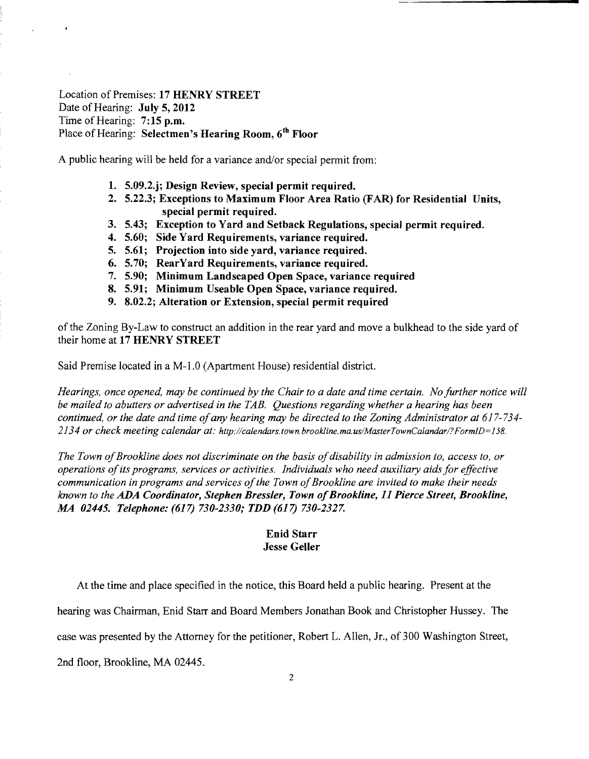Location of Premises: **17 HENRY STREET**
Date of Hearing: **July 5, 2012**
Time of Hearing: **7:15 p.m.**
Place of Hearing: **Selectmen's Hearing Room, 6th Floor**

A public hearing will be held for a variance and/or special permit from:

1. **5.09.2.j; Design Review, special permit required.**
2. **5.22.3; Exceptions to Maximum Floor Area Ratio (FAR) for Residential Units, special permit required.**
3. **5.43; Exception to Yard and Setback Regulations, special permit required.**
4. **5.60; Side Yard Requirements, variance required.**
5. **5.61; Projection into side yard, variance required.**
6. **5.70; RearYard Requirements, variance required.**
7. **5.90; Minimum Landscaped Open Space, variance required**
8. **5.91; Minimum Useable Open Space, variance required.**
9. **8.02.2; Alteration or Extension, special permit required**

of the Zoning By-Law to construct an addition in the rear yard and move a bulkhead to the side yard of their home at **17 HENRY STREET**

Said Premise located in a M-1.0 (Apartment House) residential district.

*Hearings, once opened, may be continued by the Chair to a date and time certain. No further notice will be mailed to abutters or advertised in the TAB. Questions regarding whether a hearing has been continued, or the date and time of any hearing may be directed to the Zoning Administrator at 617-734-2134 or check meeting calendar at: http://calendars.town.brookline.ma.us/MasterTownCalandar/?FormID=158.*

*The Town of Brookline does not discriminate on the basis of disability in admission to, access to, or operations of its programs, services or activities. Individuals who need auxiliary aids for effective communication in programs and services of the Town of Brookline are invited to make their needs known to the* ***ADA Coordinator, Stephen Bressler, Town of Brookline, 11 Pierce Street, Brookline, MA 02445. Telephone: (617) 730-2330; TDD (617) 730-2327.***

**Enid Starr**
**Jesse Geller**

At the time and place specified in the notice, this Board held a public hearing. Present at the hearing was Chairman, Enid Starr and Board Members Jonathan Book and Christopher Hussey. The case was presented by the Attorney for the petitioner, Robert L. Allen, Jr., of 300 Washington Street, 2nd floor, Brookline, MA 02445.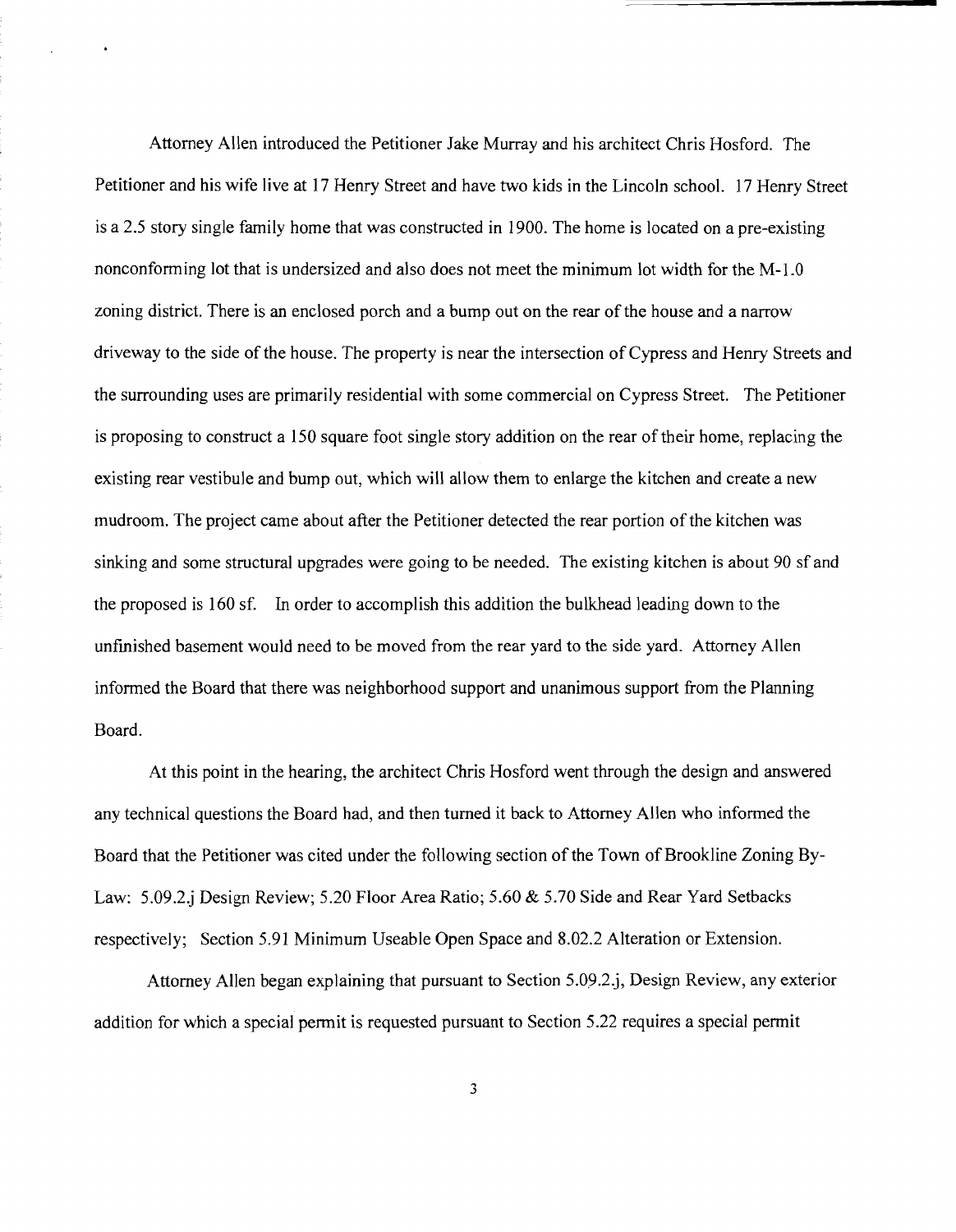Attorney Allen introduced the Petitioner Jake Murray and his architect Chris Hosford. The Petitioner and his wife live at 17 Henry Street and have two kids in the Lincoln school. 17 Henry Street is a 2.5 story single family home that was constructed in 1900. The home is located on a pre-existing nonconforming lot that is undersized and also does not meet the minimum lot width for the M-1.0 zoning district. There is an enclosed porch and a bump out on the rear of the house and a narrow driveway to the side of the house. The property is near the intersection of Cypress and Henry Streets and the surrounding uses are primarily residential with some commercial on Cypress Street. The Petitioner is proposing to construct a 150 square foot single story addition on the rear of their home, replacing the existing rear vestibule and bump out, which will allow them to enlarge the kitchen and create a new mudroom. The project came about after the Petitioner detected the rear portion of the kitchen was sinking and some structural upgrades were going to be needed. The existing kitchen is about 90 sf and the proposed is 160 sf. In order to accomplish this addition the bulkhead leading down to the unfinished basement would need to be moved from the rear yard to the side yard. Attorney Allen informed the Board that there was neighborhood support and unanimous support from the Planning Board.

At this point in the hearing, the architect Chris Hosford went through the design and answered any technical questions the Board had, and then turned it back to Attorney Allen who informed the Board that the Petitioner was cited under the following section of the Town of Brookline Zoning By-Law: 5.09.2.j Design Review; 5.20 Floor Area Ratio; 5.60 & 5.70 Side and Rear Yard Setbacks respectively; Section 5.91 Minimum Useable Open Space and 8.02.2 Alteration or Extension.

Attorney Allen began explaining that pursuant to Section 5.09.2.j, Design Review, any exterior addition for which a special permit is requested pursuant to Section 5.22 requires a special permit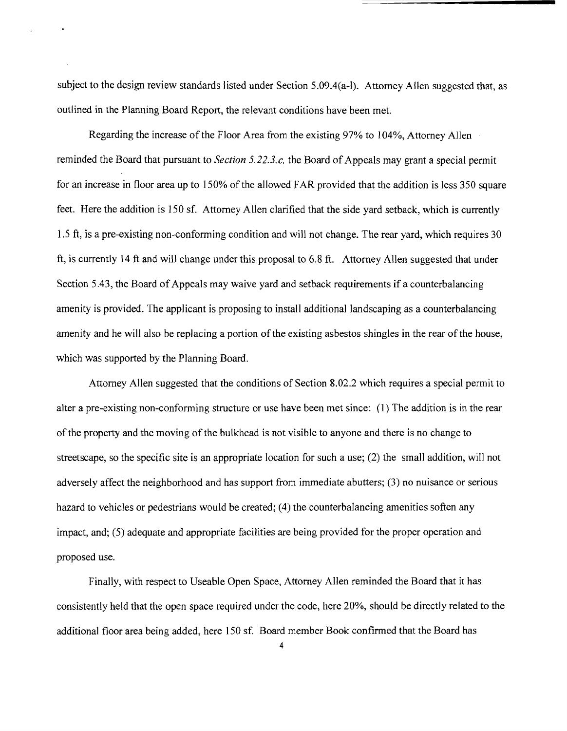subject to the design review standards listed under Section 5.09.4(a-l). Attorney Allen suggested that, as outlined in the Planning Board Report, the relevant conditions have been met.

Regarding the increase of the Floor Area from the existing 97% to 104%, Attorney Allen reminded the Board that pursuant to *Section 5.22.3.c,* the Board of Appeals may grant a special permit for an increase in floor area up to 150% of the allowed FAR provided that the addition is less 350 square feet. Here the addition is 150 sf. Attorney Allen clarified that the side yard setback, which is currently 1.5 ft, is a pre-existing non-conforming condition and will not change. The rear yard, which requires 30 ft, is currently 14 ft and will change under this proposal to 6.8 ft. Attorney Allen suggested that under Section 5.43, the Board of Appeals may waive yard and setback requirements if a counterbalancing amenity is provided. The applicant is proposing to install additional landscaping as a counterbalancing amenity and he will also be replacing a portion of the existing asbestos shingles in the rear of the house, which was supported by the Planning Board.

Attorney Allen suggested that the conditions of Section 8.02.2 which requires a special permit to alter a pre-existing non-conforming structure or use have been met since: (1) The addition is in the rear of the property and the moving of the bulkhead is not visible to anyone and there is no change to streetscape, so the specific site is an appropriate location for such a use; (2) the small addition, will not adversely affect the neighborhood and has support from immediate abutters; (3) no nuisance or serious hazard to vehicles or pedestrians would be created; (4) the counterbalancing amenities soften any impact, and; (5) adequate and appropriate facilities are being provided for the proper operation and proposed use.

Finally, with respect to Useable Open Space, Attorney Allen reminded the Board that it has consistently held that the open space required under the code, here 20%, should be directly related to the additional floor area being added, here 150 sf. Board member Book confirmed that the Board has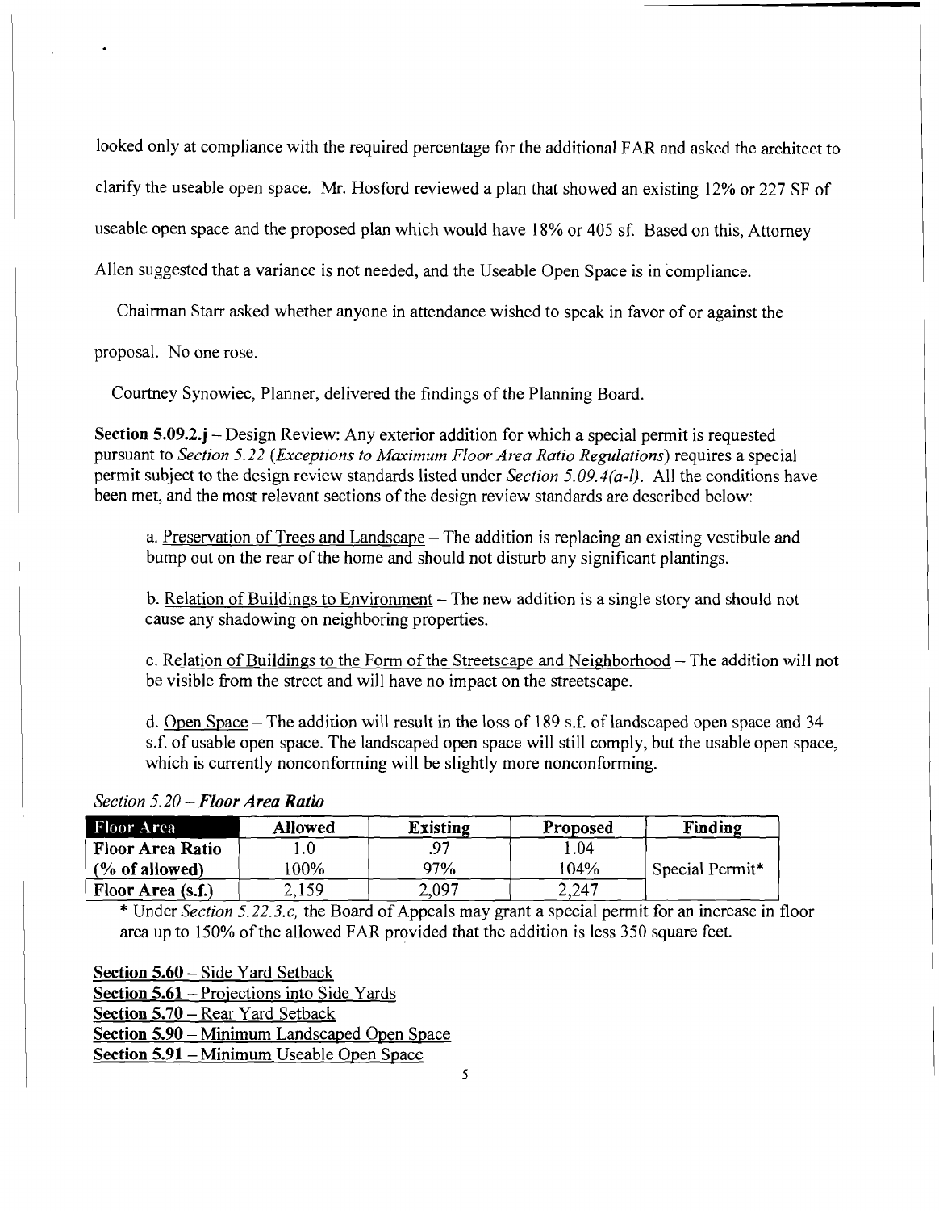looked only at compliance with the required percentage for the additional FAR and asked the architect to clarify the useable open space. Mr. Hosford reviewed a plan that showed an existing 12% or 227 SF of useable open space and the proposed plan which would have 18% or 405 sf. Based on this, Attorney Allen suggested that a variance is not needed, and the Useable Open Space is in compliance.

Chairman Starr asked whether anyone in attendance wished to speak in favor of or against the proposal. No one rose.

Courtney Synowiec, Planner, delivered the findings of the Planning Board.

**Section 5.09.2.j** – Design Review: Any exterior addition for which a special permit is requested pursuant to *Section 5.22 (Exceptions to Maximum Floor Area Ratio Regulations)* requires a special permit subject to the design review standards listed under *Section 5.09.4(a-l)*. All the conditions have been met, and the most relevant sections of the design review standards are described below:

a. Preservation of Trees and Landscape – The addition is replacing an existing vestibule and bump out on the rear of the home and should not disturb any significant plantings.

b. Relation of Buildings to Environment – The new addition is a single story and should not cause any shadowing on neighboring properties.

c. Relation of Buildings to the Form of the Streetscape and Neighborhood – The addition will not be visible from the street and will have no impact on the streetscape.

d. Open Space – The addition will result in the loss of 189 s.f. of landscaped open space and 34 s.f. of usable open space. The landscaped open space will still comply, but the usable open space, which is currently nonconforming will be slightly more nonconforming.

*Section 5.20 – **Floor Area Ratio***

| Floor Area | Allowed | Existing | Proposed | Finding |
|---|---|---|---|---|
| **Floor Area Ratio** | 1.0 | .97 | 1.04 | |
| **(% of allowed)** | 100% | 97% | 104% | Special Permit* |
| **Floor Area (s.f.)** | 2,159 | 2,097 | 2,247 | |

\* Under *Section 5.22.3.c,* the Board of Appeals may grant a special permit for an increase in floor area up to 150% of the allowed FAR provided that the addition is less 350 square feet.

**Section 5.60** – Side Yard Setback
**Section 5.61** – Projections into Side Yards
**Section 5.70** – Rear Yard Setback
**Section 5.90** – Minimum Landscaped Open Space
**Section 5.91** – Minimum Useable Open Space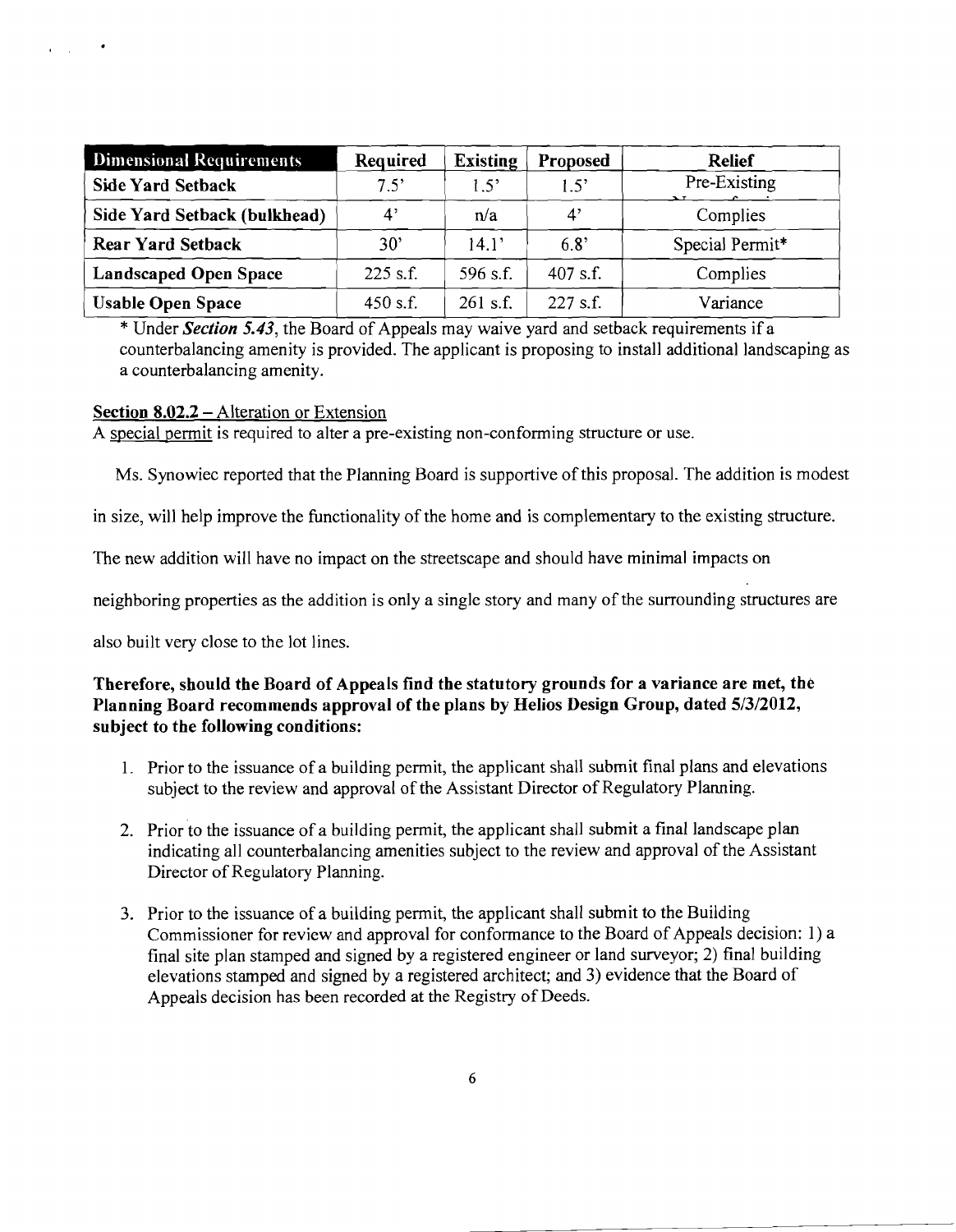| Dimensional Requirements | Required | Existing | Proposed | Relief |
|---|---|---|---|---|
| **Side Yard Setback** | 7.5' | 1.5' | 1.5' | Pre-Existing Nonconforming |
| **Side Yard Setback (bulkhead)** | 4' | n/a | 4' | Complies |
| **Rear Yard Setback** | 30' | 14.1' | 6.8' | Special Permit* |
| **Landscaped Open Space** | 225 s.f. | 596 s.f. | 407 s.f. | Complies |
| **Usable Open Space** | 450 s.f. | 261 s.f. | 227 s.f. | Variance |

* Under ***Section 5.43***, the Board of Appeals may waive yard and setback requirements if a counterbalancing amenity is provided. The applicant is proposing to install additional landscaping as a counterbalancing amenity.

**Section 8.02.2** – Alteration or Extension

A special permit is required to alter a pre-existing non-conforming structure or use.

Ms. Synowiec reported that the Planning Board is supportive of this proposal. The addition is modest in size, will help improve the functionality of the home and is complementary to the existing structure. The new addition will have no impact on the streetscape and should have minimal impacts on neighboring properties as the addition is only a single story and many of the surrounding structures are also built very close to the lot lines.

**Therefore, should the Board of Appeals find the statutory grounds for a variance are met, the Planning Board recommends approval of the plans by Helios Design Group, dated 5/3/2012, subject to the following conditions:**

1. Prior to the issuance of a building permit, the applicant shall submit final plans and elevations subject to the review and approval of the Assistant Director of Regulatory Planning.

2. Prior to the issuance of a building permit, the applicant shall submit a final landscape plan indicating all counterbalancing amenities subject to the review and approval of the Assistant Director of Regulatory Planning.

3. Prior to the issuance of a building permit, the applicant shall submit to the Building Commissioner for review and approval for conformance to the Board of Appeals decision: 1) a final site plan stamped and signed by a registered engineer or land surveyor; 2) final building elevations stamped and signed by a registered architect; and 3) evidence that the Board of Appeals decision has been recorded at the Registry of Deeds.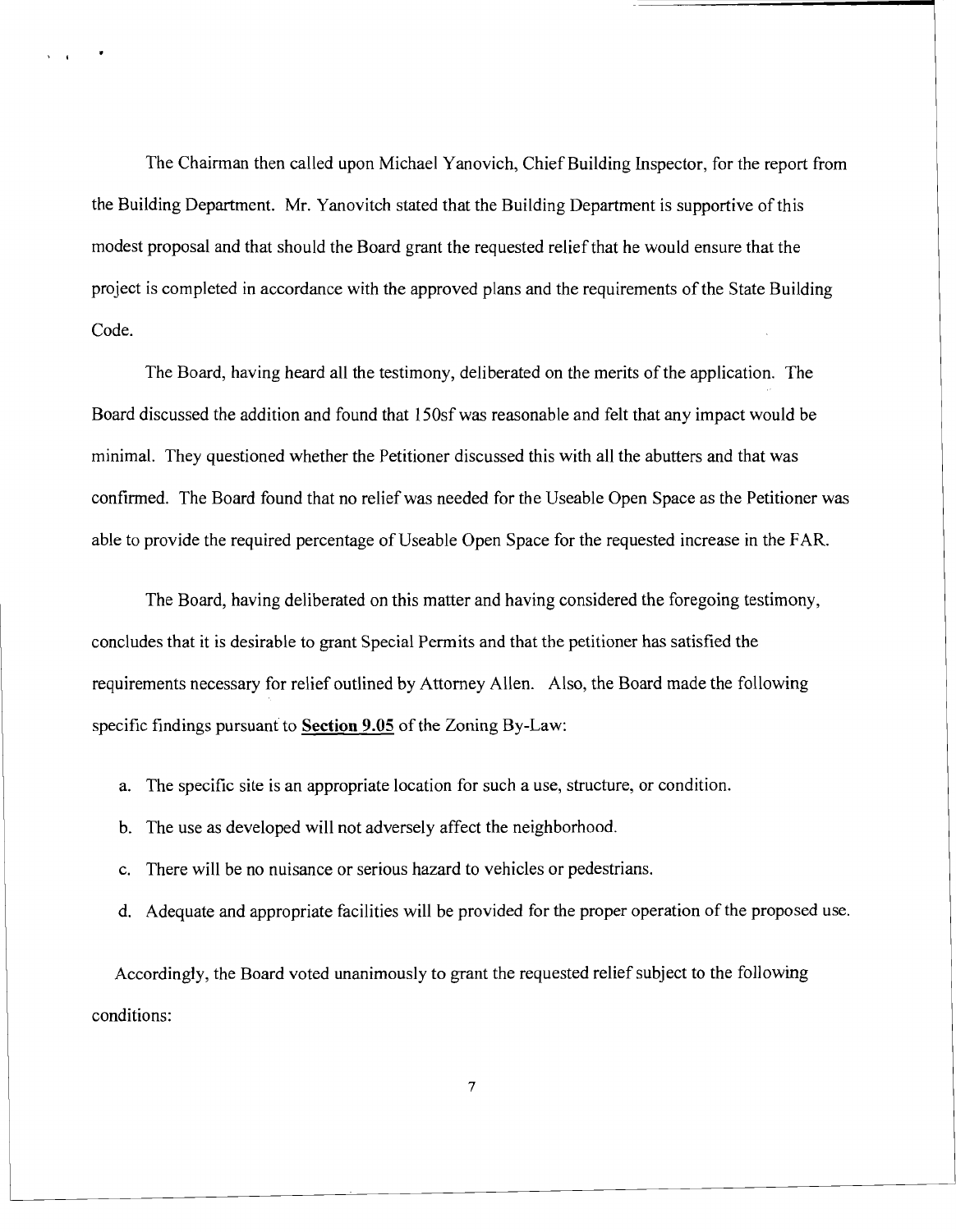The Chairman then called upon Michael Yanovich, Chief Building Inspector, for the report from the Building Department. Mr. Yanovitch stated that the Building Department is supportive of this modest proposal and that should the Board grant the requested relief that he would ensure that the project is completed in accordance with the approved plans and the requirements of the State Building Code.

The Board, having heard all the testimony, deliberated on the merits of the application. The Board discussed the addition and found that 150sf was reasonable and felt that any impact would be minimal. They questioned whether the Petitioner discussed this with all the abutters and that was confirmed. The Board found that no relief was needed for the Useable Open Space as the Petitioner was able to provide the required percentage of Useable Open Space for the requested increase in the FAR.

The Board, having deliberated on this matter and having considered the foregoing testimony, concludes that it is desirable to grant Special Permits and that the petitioner has satisfied the requirements necessary for relief outlined by Attorney Allen. Also, the Board made the following specific findings pursuant to **Section 9.05** of the Zoning By-Law:

a. The specific site is an appropriate location for such a use, structure, or condition.

b. The use as developed will not adversely affect the neighborhood.

c. There will be no nuisance or serious hazard to vehicles or pedestrians.

d. Adequate and appropriate facilities will be provided for the proper operation of the proposed use.

Accordingly, the Board voted unanimously to grant the requested relief subject to the following conditions: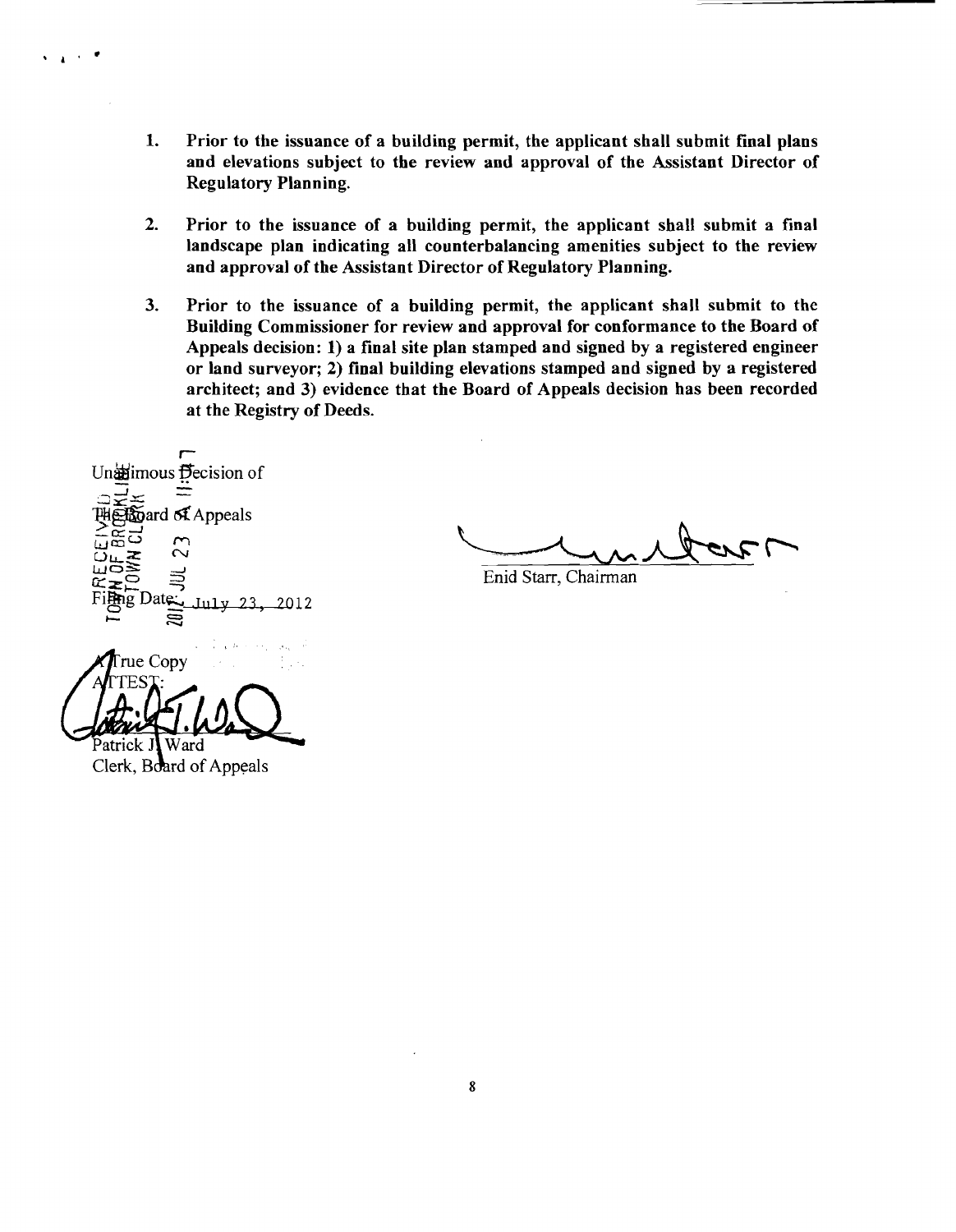1. **Prior to the issuance of a building permit, the applicant shall submit final plans and elevations subject to the review and approval of the Assistant Director of Regulatory Planning.**

2. **Prior to the issuance of a building permit, the applicant shall submit a final landscape plan indicating all counterbalancing amenities subject to the review and approval of the Assistant Director of Regulatory Planning.**

3. **Prior to the issuance of a building permit, the applicant shall submit to the Building Commissioner for review and approval for conformance to the Board of Appeals decision: 1) a final site plan stamped and signed by a registered engineer or land surveyor; 2) final building elevations stamped and signed by a registered architect; and 3) evidence that the Board of Appeals decision has been recorded at the Registry of Deeds.**

Unanimous Decision of
The Board of Appeals

RECEIVED
TOWN OF BROOKLINE
TOWN CLERK
2012 JUL 23 A 11:57

Filing Date: July 23, 2012

Enid Starr, Chairman

A True Copy
ATTEST:

Patrick J. Ward
Clerk, Board of Appeals